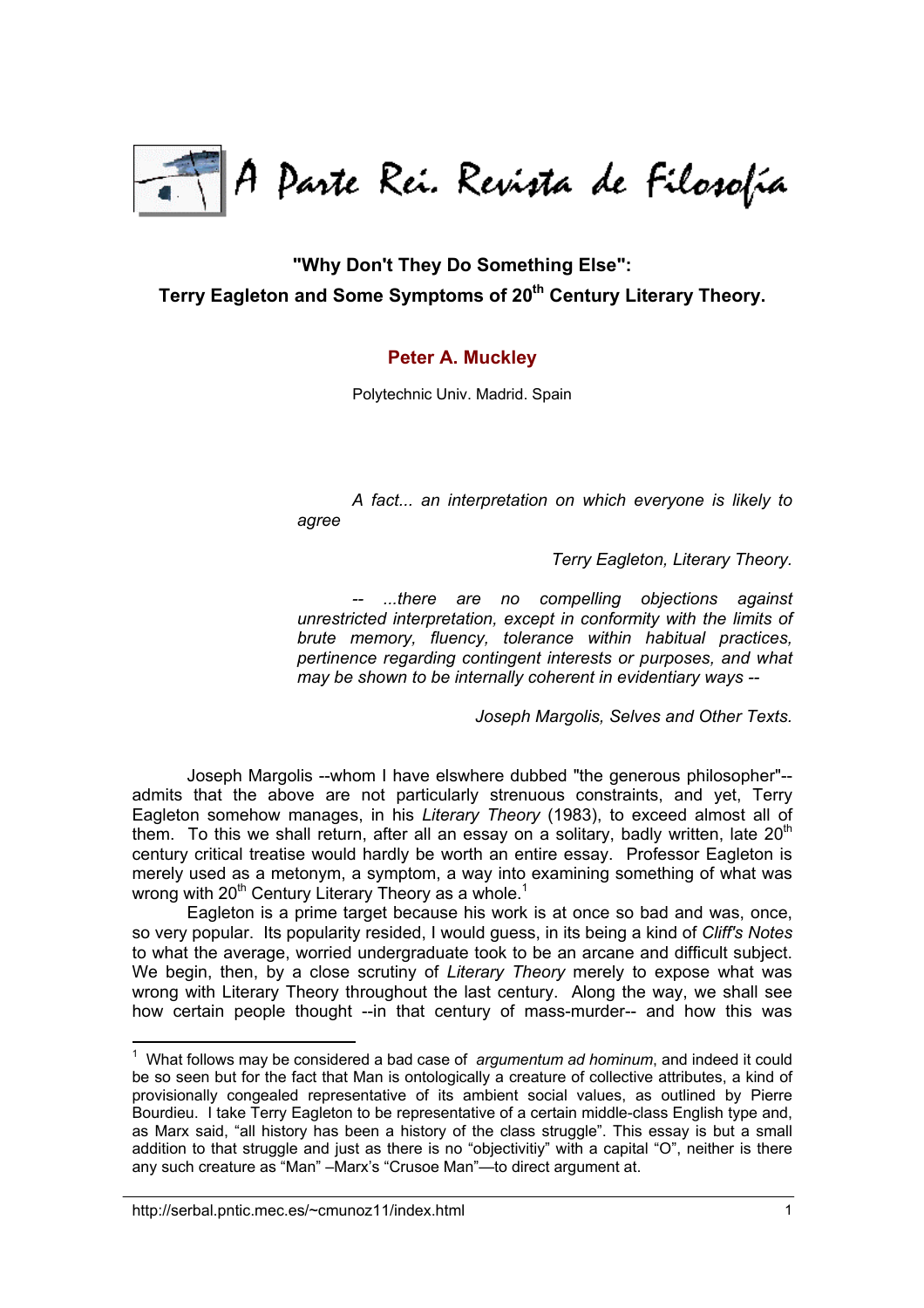# "Why Don't They Do Something Else": Terry Eagleton and Some Symptoms of 20th Century Literary Theory.

**Peter A. Muckley**

Polytechnic Univ. Madrid. Spain

> *A fact... an interpretation on which everyone is likely to agree*
>
> *Terry Eagleton, Literary Theory.*
>
> *-- ...there are no compelling objections against unrestricted interpretation, except in conformity with the limits of brute memory, fluency, tolerance within habitual practices, pertinence regarding contingent interests or purposes, and what may be shown to be internally coherent in evidentiary ways --*
>
> *Joseph Margolis, Selves and Other Texts.*

Joseph Margolis --whom I have elswhere dubbed "the generous philosopher"-- admits that the above are not particularly strenuous constraints, and yet, Terry Eagleton somehow manages, in his *Literary Theory* (1983), to exceed almost all of them. To this we shall return, after all an essay on a solitary, badly written, late 20th century critical treatise would hardly be worth an entire essay. Professor Eagleton is merely used as a metonym, a symptom, a way into examining something of what was wrong with 20th Century Literary Theory as a whole.[1]

Eagleton is a prime target because his work is at once so bad and was, once, so very popular. Its popularity resided, I would guess, in its being a kind of *Cliff's Notes* to what the average, worried undergraduate took to be an arcane and difficult subject. We begin, then, by a close scrutiny of *Literary Theory* merely to expose what was wrong with Literary Theory throughout the last century. Along the way, we shall see how certain people thought --in that century of mass-murder-- and how this was

[1] What follows may be considered a bad case of *argumentum ad hominum*, and indeed it could be so seen but for the fact that Man is ontologically a creature of collective attributes, a kind of provisionally congealed representative of its ambient social values, as outlined by Pierre Bourdieu. I take Terry Eagleton to be representative of a certain middle-class English type and, as Marx said, "all history has been a history of the class struggle". This essay is but a small addition to that struggle and just as there is no "objectivitiy" with a capital "O", neither is there any such creature as "Man" –Marx's "Crusoe Man"—to direct argument at.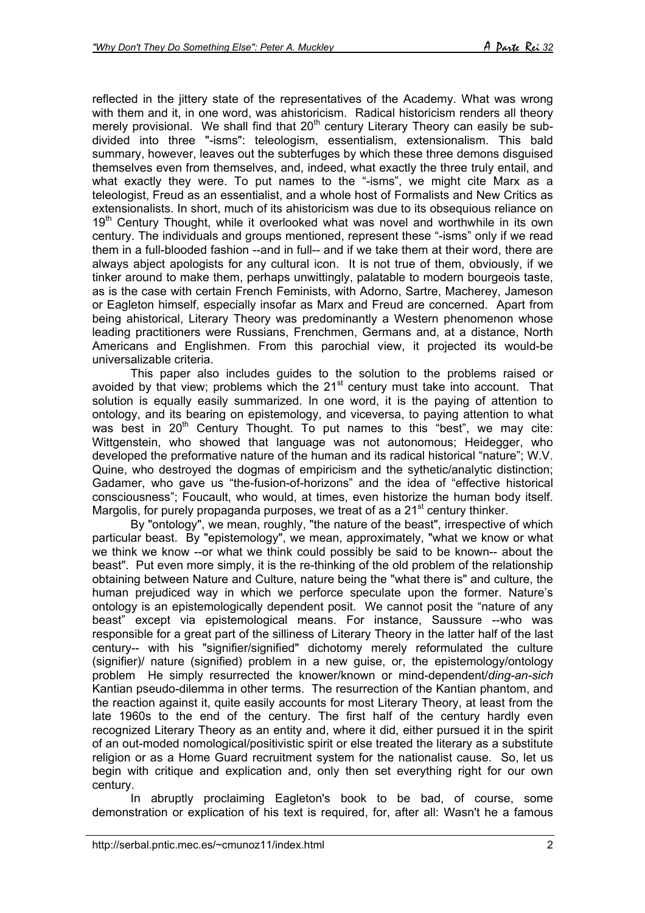reflected in the jittery state of the representatives of the Academy. What was wrong with them and it, in one word, was ahistoricism. Radical historicism renders all theory merely provisional. We shall find that 20th century Literary Theory can easily be subdivided into three "-isms": teleologism, essentialism, extensionalism. This bald summary, however, leaves out the subterfuges by which these three demons disguised themselves even from themselves, and, indeed, what exactly the three truly entail, and what exactly they were. To put names to the "-isms", we might cite Marx as a teleologist, Freud as an essentialist, and a whole host of Formalists and New Critics as extensionalists. In short, much of its ahistoricism was due to its obsequious reliance on 19th Century Thought, while it overlooked what was novel and worthwhile in its own century. The individuals and groups mentioned, represent these "-isms" only if we read them in a full-blooded fashion --and in full-- and if we take them at their word, there are always abject apologists for any cultural icon. It is not true of them, obviously, if we tinker around to make them, perhaps unwittingly, palatable to modern bourgeois taste, as is the case with certain French Feminists, with Adorno, Sartre, Macherey, Jameson or Eagleton himself, especially insofar as Marx and Freud are concerned. Apart from being ahistorical, Literary Theory was predominantly a Western phenomenon whose leading practitioners were Russians, Frenchmen, Germans and, at a distance, North Americans and Englishmen. From this parochial view, it projected its would-be universalizable criteria.

This paper also includes guides to the solution to the problems raised or avoided by that view; problems which the 21st century must take into account. That solution is equally easily summarized. In one word, it is the paying of attention to ontology, and its bearing on epistemology, and viceversa, to paying attention to what was best in 20th Century Thought. To put names to this "best", we may cite: Wittgenstein, who showed that language was not autonomous; Heidegger, who developed the preformative nature of the human and its radical historical "nature"; W.V. Quine, who destroyed the dogmas of empiricism and the sythetic/analytic distinction; Gadamer, who gave us "the-fusion-of-horizons" and the idea of "effective historical consciousness"; Foucault, who would, at times, even historize the human body itself. Margolis, for purely propaganda purposes, we treat of as a 21st century thinker.

By "ontology", we mean, roughly, "the nature of the beast", irrespective of which particular beast. By "epistemology", we mean, approximately, "what we know or what we think we know --or what we think could possibly be said to be known-- about the beast". Put even more simply, it is the re-thinking of the old problem of the relationship obtaining between Nature and Culture, nature being the "what there is" and culture, the human prejudiced way in which we perforce speculate upon the former. Nature's ontology is an epistemologically dependent posit. We cannot posit the "nature of any beast" except via epistemological means. For instance, Saussure --who was responsible for a great part of the silliness of Literary Theory in the latter half of the last century-- with his "signifier/signified" dichotomy merely reformulated the culture (signifier)/ nature (signified) problem in a new guise, or, the epistemology/ontology problem He simply resurrected the knower/known or mind-dependent/*ding-an-sich* Kantian pseudo-dilemma in other terms. The resurrection of the Kantian phantom, and the reaction against it, quite easily accounts for most Literary Theory, at least from the late 1960s to the end of the century. The first half of the century hardly even recognized Literary Theory as an entity and, where it did, either pursued it in the spirit of an out-moded nomological/positivistic spirit or else treated the literary as a substitute religion or as a Home Guard recruitment system for the nationalist cause. So, let us begin with critique and explication and, only then set everything right for our own century.

In abruptly proclaiming Eagleton's book to be bad, of course, some demonstration or explication of his text is required, for, after all: Wasn't he a famous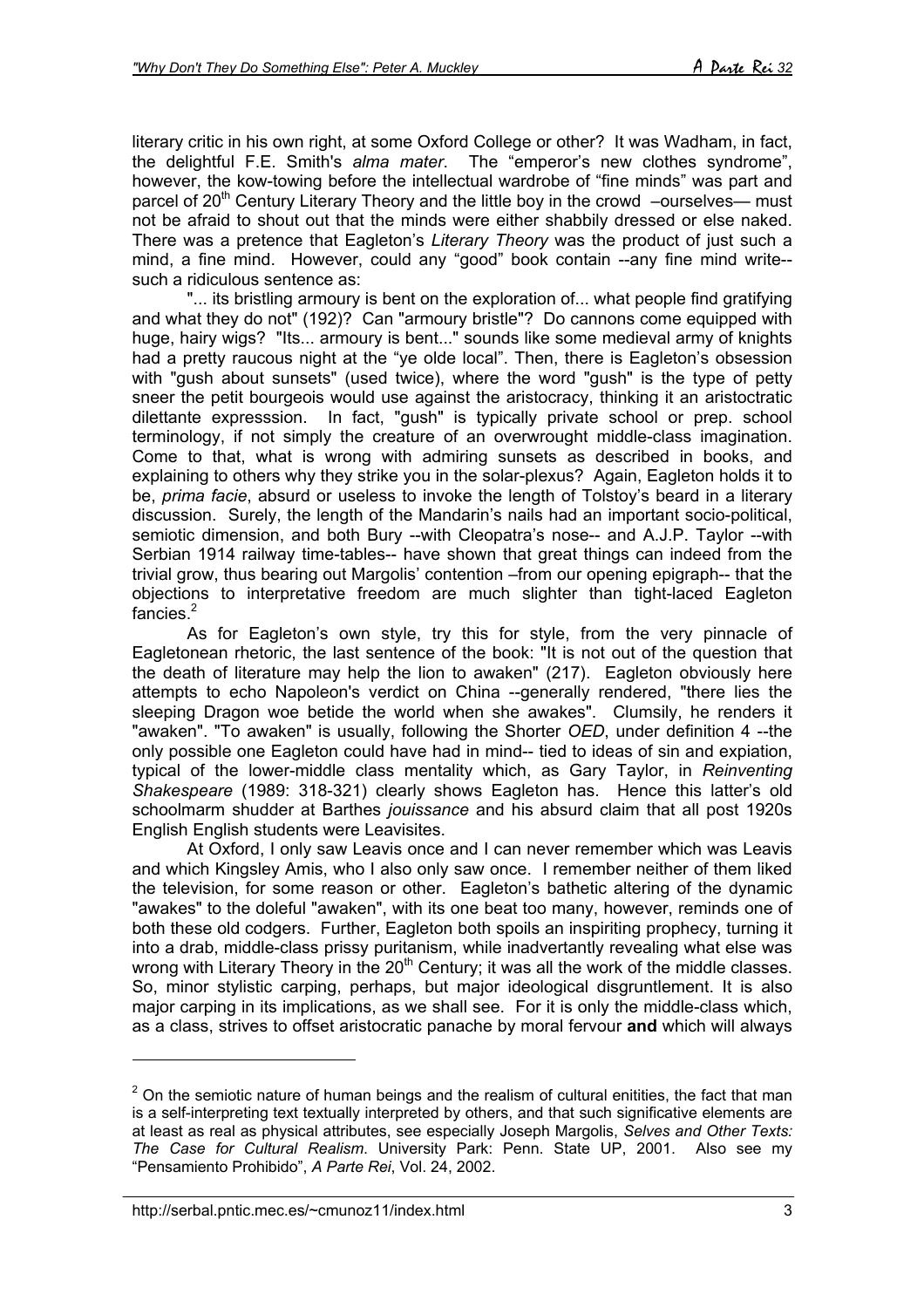literary critic in his own right, at some Oxford College or other? It was Wadham, in fact, the delightful F.E. Smith's *alma mater*. The "emperor's new clothes syndrome", however, the kow-towing before the intellectual wardrobe of "fine minds" was part and parcel of 20th Century Literary Theory and the little boy in the crowd –ourselves— must not be afraid to shout out that the minds were either shabbily dressed or else naked. There was a pretence that Eagleton's *Literary Theory* was the product of just such a mind, a fine mind. However, could any "good" book contain --any fine mind write-- such a ridiculous sentence as:

"... its bristling armoury is bent on the exploration of... what people find gratifying and what they do not" (192)? Can "armoury bristle"? Do cannons come equipped with huge, hairy wigs? "Its... armoury is bent..." sounds like some medieval army of knights had a pretty raucous night at the "ye olde local". Then, there is Eagleton's obsession with "gush about sunsets" (used twice), where the word "gush" is the type of petty sneer the petit bourgeois would use against the aristocracy, thinking it an aristocratic dilettante expresssion. In fact, "gush" is typically private school or prep. school terminology, if not simply the creature of an overwrought middle-class imagination. Come to that, what is wrong with admiring sunsets as described in books, and explaining to others why they strike you in the solar-plexus? Again, Eagleton holds it to be, *prima facie*, absurd or useless to invoke the length of Tolstoy's beard in a literary discussion. Surely, the length of the Mandarin's nails had an important socio-political, semiotic dimension, and both Bury --with Cleopatra's nose-- and A.J.P. Taylor --with Serbian 1914 railway time-tables-- have shown that great things can indeed from the trivial grow, thus bearing out Margolis' contention –from our opening epigraph-- that the objections to interpretative freedom are much slighter than tight-laced Eagleton fancies.[2]

As for Eagleton's own style, try this for style, from the very pinnacle of Eagletonean rhetoric, the last sentence of the book: "It is not out of the question that the death of literature may help the lion to awaken" (217). Eagleton obviously here attempts to echo Napoleon's verdict on China --generally rendered, "there lies the sleeping Dragon woe betide the world when she awakes". Clumsily, he renders it "awaken". "To awaken" is usually, following the Shorter *OED*, under definition 4 --the only possible one Eagleton could have had in mind-- tied to ideas of sin and expiation, typical of the lower-middle class mentality which, as Gary Taylor, in *Reinventing Shakespeare* (1989: 318-321) clearly shows Eagleton has. Hence this latter's old schoolmarm shudder at Barthes *jouissance* and his absurd claim that all post 1920s English English students were Leavisites.

At Oxford, I only saw Leavis once and I can never remember which was Leavis and which Kingsley Amis, who I also only saw once. I remember neither of them liked the television, for some reason or other. Eagleton's bathetic altering of the dynamic "awakes" to the doleful "awaken", with its one beat too many, however, reminds one of both these old codgers. Further, Eagleton both spoils an inspiriting prophecy, turning it into a drab, middle-class prissy puritanism, while inadvertantly revealing what else was wrong with Literary Theory in the 20th Century; it was all the work of the middle classes. So, minor stylistic carping, perhaps, but major ideological disgruntlement. It is also major carping in its implications, as we shall see. For it is only the middle-class which, as a class, strives to offset aristocratic panache by moral fervour **and** which will always

---

[2] On the semiotic nature of human beings and the realism of cultural enitities, the fact that man is a self-interpreting text textually interpreted by others, and that such significative elements are at least as real as physical attributes, see especially Joseph Margolis, *Selves and Other Texts: The Case for Cultural Realism*. University Park: Penn. State UP, 2001. Also see my "Pensamiento Prohibido", *A Parte Rei*, Vol. 24, 2002.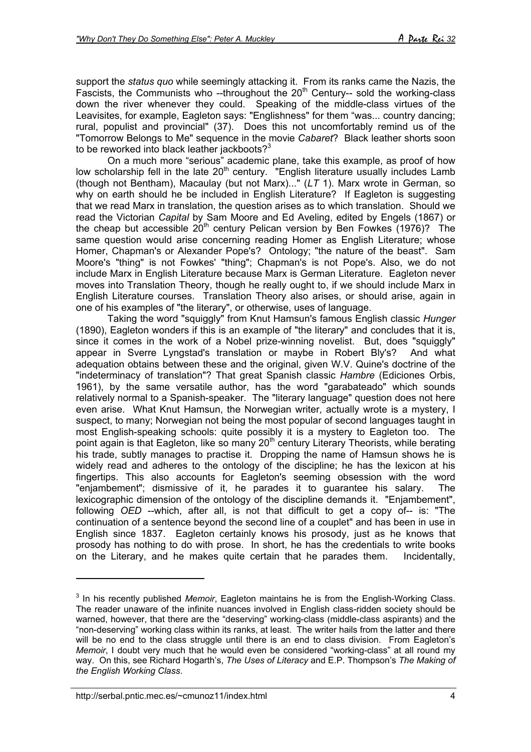support the *status quo* while seemingly attacking it. From its ranks came the Nazis, the Fascists, the Communists who --throughout the 20th Century-- sold the working-class down the river whenever they could. Speaking of the middle-class virtues of the Leavisites, for example, Eagleton says: "Englishness" for them "was... country dancing; rural, populist and provincial" (37). Does this not uncomfortably remind us of the "Tomorrow Belongs to Me" sequence in the movie *Cabaret*? Black leather shorts soon to be reworked into black leather jackboots?[3]

On a much more "serious" academic plane, take this example, as proof of how low scholarship fell in the late 20th century. "English literature usually includes Lamb (though not Bentham), Macaulay (but not Marx)..." (*LT* 1). Marx wrote in German, so why on earth should he be included in English Literature? If Eagleton is suggesting that we read Marx in translation, the question arises as to which translation. Should we read the Victorian *Capital* by Sam Moore and Ed Aveling, edited by Engels (1867) or the cheap but accessible 20th century Pelican version by Ben Fowkes (1976)? The same question would arise concerning reading Homer as English Literature; whose Homer, Chapman's or Alexander Pope's? Ontology; "the nature of the beast". Sam Moore's "thing" is not Fowkes' "thing"; Chapman's is not Pope's. Also, we do not include Marx in English Literature because Marx is German Literature. Eagleton never moves into Translation Theory, though he really ought to, if we should include Marx in English Literature courses. Translation Theory also arises, or should arise, again in one of his examples of "the literary", or otherwise, uses of language.

Taking the word "squiggly" from Knut Hamsun's famous English classic *Hunger* (1890), Eagleton wonders if this is an example of "the literary" and concludes that it is, since it comes in the work of a Nobel prize-winning novelist. But, does "squiggly" appear in Sverre Lyngstad's translation or maybe in Robert Bly's? And what adequation obtains between these and the original, given W.V. Quine's doctrine of the "indeterminacy of translation"? That great Spanish classic *Hambre* (Ediciones Orbis, 1961), by the same versatile author, has the word "garabateado" which sounds relatively normal to a Spanish-speaker. The "literary language" question does not here even arise. What Knut Hamsun, the Norwegian writer, actually wrote is a mystery, I suspect, to many; Norwegian not being the most popular of second languages taught in most English-speaking schools: quite possibly it is a mystery to Eagleton too. The point again is that Eagleton, like so many 20th century Literary Theorists, while berating his trade, subtly manages to practise it. Dropping the name of Hamsun shows he is widely read and adheres to the ontology of the discipline; he has the lexicon at his fingertips. This also accounts for Eagleton's seeming obsession with the word "enjambement"; dismissive of it, he parades it to guarantee his salary. The lexicographic dimension of the ontology of the discipline demands it. "Enjambement", following *OED* --which, after all, is not that difficult to get a copy of-- is: "The continuation of a sentence beyond the second line of a couplet" and has been in use in English since 1837. Eagleton certainly knows his prosody, just as he knows that prosody has nothing to do with prose. In short, he has the credentials to write books on the Literary, and he makes quite certain that he parades them. Incidentally,

---

[3] In his recently published *Memoir*, Eagleton maintains he is from the English-Working Class. The reader unaware of the infinite nuances involved in English class-ridden society should be warned, however, that there are the "deserving" working-class (middle-class aspirants) and the "non-deserving" working class within its ranks, at least. The writer hails from the latter and there will be no end to the class struggle until there is an end to class division. From Eagleton's *Memoir*, I doubt very much that he would even be considered "working-class" at all round my way. On this, see Richard Hogarth's, *The Uses of Literacy* and E.P. Thompson's *The Making of the English Working Class*.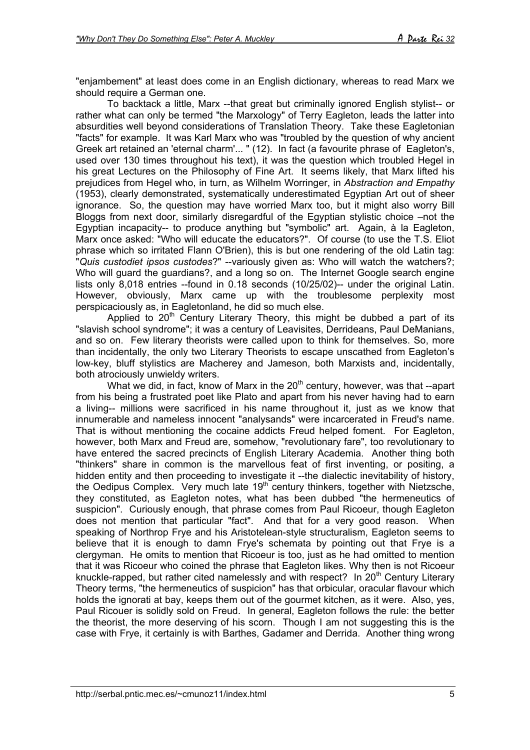"enjambement" at least does come in an English dictionary, whereas to read Marx we should require a German one.

To backtack a little, Marx --that great but criminally ignored English stylist-- or rather what can only be termed "the Marxology" of Terry Eagleton, leads the latter into absurdities well beyond considerations of Translation Theory. Take these Eagletonian "facts" for example. It was Karl Marx who was "troubled by the question of why ancient Greek art retained an 'eternal charm'... " (12). In fact (a favourite phrase of Eagleton's, used over 130 times throughout his text), it was the question which troubled Hegel in his great Lectures on the Philosophy of Fine Art. It seems likely, that Marx lifted his prejudices from Hegel who, in turn, as Wilhelm Worringer, in *Abstraction and Empathy* (1953), clearly demonstrated, systematically underestimated Egyptian Art out of sheer ignorance. So, the question may have worried Marx too, but it might also worry Bill Bloggs from next door, similarly disregardful of the Egyptian stylistic choice –not the Egyptian incapacity-- to produce anything but "symbolic" art. Again, à la Eagleton, Marx once asked: "Who will educate the educators?". Of course (to use the T.S. Eliot phrase which so irritated Flann O'Brien), this is but one rendering of the old Latin tag: "*Quis custodiet ipsos custodes*?" --variously given as: Who will watch the watchers?; Who will guard the guardians?, and a long so on. The Internet Google search engine lists only 8,018 entries --found in 0.18 seconds (10/25/02)-- under the original Latin. However, obviously, Marx came up with the troublesome perplexity most perspicaciously as, in Eagletonland, he did so much else.

Applied to 20th Century Literary Theory, this might be dubbed a part of its "slavish school syndrome"; it was a century of Leavisites, Derrideans, Paul DeManians, and so on. Few literary theorists were called upon to think for themselves. So, more than incidentally, the only two Literary Theorists to escape unscathed from Eagleton's low-key, bluff stylistics are Macherey and Jameson, both Marxists and, incidentally, both atrociously unwieldy writers.

What we did, in fact, know of Marx in the 20th century, however, was that --apart from his being a frustrated poet like Plato and apart from his never having had to earn a living-- millions were sacrificed in his name throughout it, just as we know that innumerable and nameless innocent "analysands" were incarcerated in Freud's name. That is without mentioning the cocaine addicts Freud helped foment. For Eagleton, however, both Marx and Freud are, somehow, "revolutionary fare", too revolutionary to have entered the sacred precincts of English Literary Academia. Another thing both "thinkers" share in common is the marvellous feat of first inventing, or positing, a hidden entity and then proceeding to investigate it --the dialectic inevitability of history, the Oedipus Complex. Very much late 19th century thinkers, together with Nietzsche, they constituted, as Eagleton notes, what has been dubbed "the hermeneutics of suspicion". Curiously enough, that phrase comes from Paul Ricoeur, though Eagleton does not mention that particular "fact". And that for a very good reason. When speaking of Northrop Frye and his Aristotelean-style structuralism, Eagleton seems to believe that it is enough to damn Frye's schemata by pointing out that Frye is a clergyman. He omits to mention that Ricoeur is too, just as he had omitted to mention that it was Ricoeur who coined the phrase that Eagleton likes. Why then is not Ricoeur knuckle-rapped, but rather cited namelessly and with respect? In 20th Century Literary Theory terms, "the hermeneutics of suspicion" has that orbicular, oracular flavour which holds the ignorati at bay, keeps them out of the gourmet kitchen, as it were. Also, yes, Paul Ricouer is solidly sold on Freud. In general, Eagleton follows the rule: the better the theorist, the more deserving of his scorn. Though I am not suggesting this is the case with Frye, it certainly is with Barthes, Gadamer and Derrida. Another thing wrong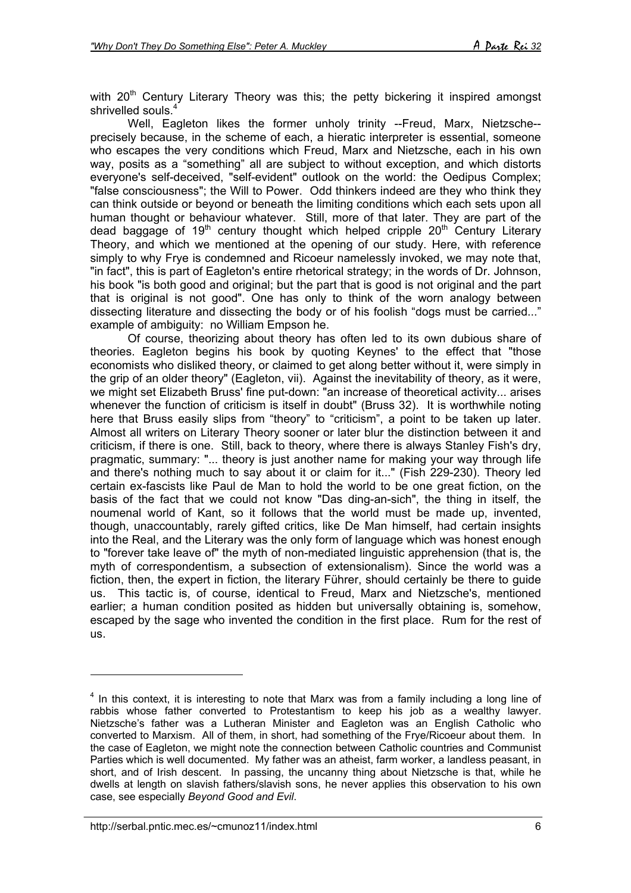with 20th Century Literary Theory was this; the petty bickering it inspired amongst shrivelled souls.[4]

Well, Eagleton likes the former unholy trinity --Freud, Marx, Nietzsche-- precisely because, in the scheme of each, a hieratic interpreter is essential, someone who escapes the very conditions which Freud, Marx and Nietzsche, each in his own way, posits as a "something" all are subject to without exception, and which distorts everyone's self-deceived, "self-evident" outlook on the world: the Oedipus Complex; "false consciousness"; the Will to Power. Odd thinkers indeed are they who think they can think outside or beyond or beneath the limiting conditions which each sets upon all human thought or behaviour whatever. Still, more of that later. They are part of the dead baggage of 19th century thought which helped cripple 20th Century Literary Theory, and which we mentioned at the opening of our study. Here, with reference simply to why Frye is condemned and Ricoeur namelessly invoked, we may note that, "in fact", this is part of Eagleton's entire rhetorical strategy; in the words of Dr. Johnson, his book "is both good and original; but the part that is good is not original and the part that is original is not good". One has only to think of the worn analogy between dissecting literature and dissecting the body or of his foolish "dogs must be carried..." example of ambiguity: no William Empson he.

Of course, theorizing about theory has often led to its own dubious share of theories. Eagleton begins his book by quoting Keynes' to the effect that "those economists who disliked theory, or claimed to get along better without it, were simply in the grip of an older theory" (Eagleton, vii). Against the inevitability of theory, as it were, we might set Elizabeth Bruss' fine put-down: "an increase of theoretical activity... arises whenever the function of criticism is itself in doubt" (Bruss 32). It is worthwhile noting here that Bruss easily slips from "theory" to "criticism", a point to be taken up later. Almost all writers on Literary Theory sooner or later blur the distinction between it and criticism, if there is one. Still, back to theory, where there is always Stanley Fish's dry, pragmatic, summary: "... theory is just another name for making your way through life and there's nothing much to say about it or claim for it..." (Fish 229-230). Theory led certain ex-fascists like Paul de Man to hold the world to be one great fiction, on the basis of the fact that we could not know "Das ding-an-sich", the thing in itself, the noumenal world of Kant, so it follows that the world must be made up, invented, though, unaccountably, rarely gifted critics, like De Man himself, had certain insights into the Real, and the Literary was the only form of language which was honest enough to "forever take leave of" the myth of non-mediated linguistic apprehension (that is, the myth of correspondentism, a subsection of extensionalism). Since the world was a fiction, then, the expert in fiction, the literary Führer, should certainly be there to guide us. This tactic is, of course, identical to Freud, Marx and Nietzsche's, mentioned earlier; a human condition posited as hidden but universally obtaining is, somehow, escaped by the sage who invented the condition in the first place. Rum for the rest of us.

---

[4] In this context, it is interesting to note that Marx was from a family including a long line of rabbis whose father converted to Protestantism to keep his job as a wealthy lawyer. Nietzsche's father was a Lutheran Minister and Eagleton was an English Catholic who converted to Marxism. All of them, in short, had something of the Frye/Ricoeur about them. In the case of Eagleton, we might note the connection between Catholic countries and Communist Parties which is well documented. My father was an atheist, farm worker, a landless peasant, in short, and of Irish descent. In passing, the uncanny thing about Nietzsche is that, while he dwells at length on slavish fathers/slavish sons, he never applies this observation to his own case, see especially *Beyond Good and Evil*.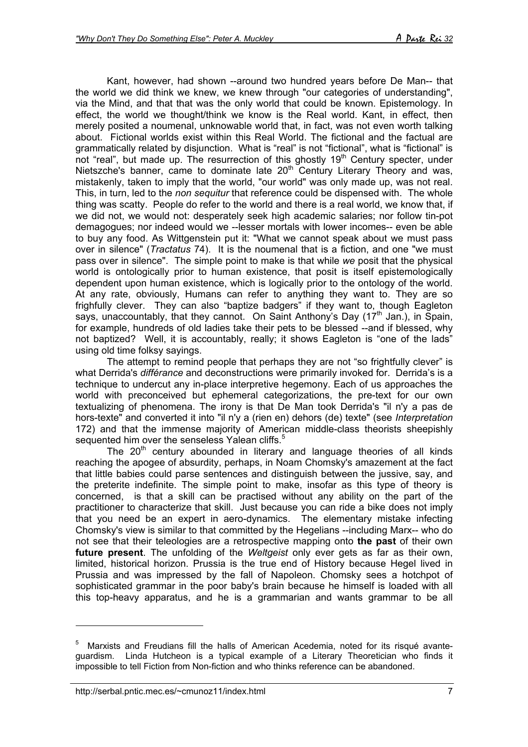Kant, however, had shown --around two hundred years before De Man-- that the world we did think we knew, we knew through "our categories of understanding", via the Mind, and that that was the only world that could be known. Epistemology. In effect, the world we thought/think we know is the Real world. Kant, in effect, then merely posited a noumenal, unknowable world that, in fact, was not even worth talking about. Fictional worlds exist within this Real World. The fictional and the factual are grammatically related by disjunction. What is "real" is not "fictional", what is "fictional" is not "real", but made up. The resurrection of this ghostly 19th Century specter, under Nietzsche's banner, came to dominate late 20th Century Literary Theory and was, mistakenly, taken to imply that the world, "our world" was only made up, was not real. This, in turn, led to the *non sequitur* that reference could be dispensed with. The whole thing was scatty. People do refer to the world and there is a real world, we know that, if we did not, we would not: desperately seek high academic salaries; nor follow tin-pot demagogues; nor indeed would we --lesser mortals with lower incomes-- even be able to buy any food. As Wittgenstein put it: "What we cannot speak about we must pass over in silence" (*Tractatus* 74). It is the noumenal that is a fiction, and one "we must pass over in silence". The simple point to make is that while *we* posit that the physical world is ontologically prior to human existence, that posit is itself epistemologically dependent upon human existence, which is logically prior to the ontology of the world. At any rate, obviously, Humans can refer to anything they want to. They are so frighfully clever. They can also "baptize badgers" if they want to, though Eagleton says, unaccountably, that they cannot. On Saint Anthony's Day (17th Jan.), in Spain, for example, hundreds of old ladies take their pets to be blessed --and if blessed, why not baptized? Well, it is accountably, really; it shows Eagleton is "one of the lads" using old time folksy sayings.

The attempt to remind people that perhaps they are not "so frightfully clever" is what Derrida's *différance* and deconstructions were primarily invoked for. Derrida's is a technique to undercut any in-place interpretive hegemony. Each of us approaches the world with preconceived but ephemeral categorizations, the pre-text for our own textualizing of phenomena. The irony is that De Man took Derrida's "il n'y a pas de hors-texte" and converted it into "il n'y a (rien en) dehors (de) texte" (see *Interpretation* 172) and that the immense majority of American middle-class theorists sheepishly sequented him over the senseless Yalean cliffs.[5]

The 20th century abounded in literary and language theories of all kinds reaching the apogee of absurdity, perhaps, in Noam Chomsky's amazement at the fact that little babies could parse sentences and distinguish between the jussive, say, and the preterite indefinite. The simple point to make, insofar as this type of theory is concerned, is that a skill can be practised without any ability on the part of the practitioner to characterize that skill. Just because you can ride a bike does not imply that you need be an expert in aero-dynamics. The elementary mistake infecting Chomsky's view is similar to that committed by the Hegelians --including Marx-- who do not see that their teleologies are a retrospective mapping onto **the past** of their own **future present**. The unfolding of the *Weltgeist* only ever gets as far as their own, limited, historical horizon. Prussia is the true end of History because Hegel lived in Prussia and was impressed by the fall of Napoleon. Chomsky sees a hotchpot of sophisticated grammar in the poor baby's brain because he himself is loaded with all this top-heavy apparatus, and he is a grammarian and wants grammar to be all

---

[5] Marxists and Freudians fill the halls of American Acedemia, noted for its risqué avante-guardism. Linda Hutcheon is a typical example of a Literary Theoretician who finds it impossible to tell Fiction from Non-fiction and who thinks reference can be abandoned.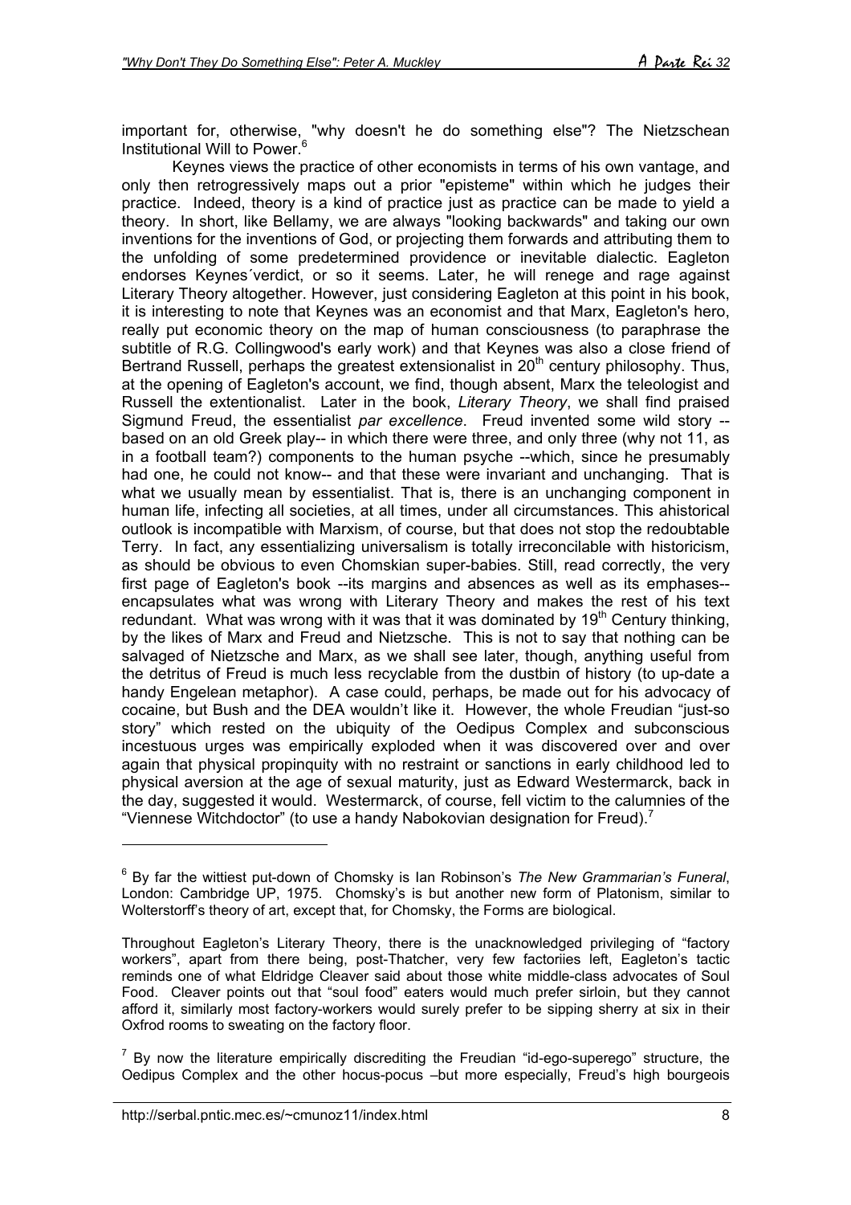important for, otherwise, "why doesn't he do something else"? The Nietzschean Institutional Will to Power.[6]

Keynes views the practice of other economists in terms of his own vantage, and only then retrogressively maps out a prior "episteme" within which he judges their practice. Indeed, theory is a kind of practice just as practice can be made to yield a theory. In short, like Bellamy, we are always "looking backwards" and taking our own inventions for the inventions of God, or projecting them forwards and attributing them to the unfolding of some predetermined providence or inevitable dialectic. Eagleton endorses Keynes´verdict, or so it seems. Later, he will renege and rage against Literary Theory altogether. However, just considering Eagleton at this point in his book, it is interesting to note that Keynes was an economist and that Marx, Eagleton's hero, really put economic theory on the map of human consciousness (to paraphrase the subtitle of R.G. Collingwood's early work) and that Keynes was also a close friend of Bertrand Russell, perhaps the greatest extensionalist in 20th century philosophy. Thus, at the opening of Eagleton's account, we find, though absent, Marx the teleologist and Russell the extentionalist. Later in the book, *Literary Theory*, we shall find praised Sigmund Freud, the essentialist *par excellence*. Freud invented some wild story --based on an old Greek play-- in which there were three, and only three (why not 11, as in a football team?) components to the human psyche --which, since he presumably had one, he could not know-- and that these were invariant and unchanging. That is what we usually mean by essentialist. That is, there is an unchanging component in human life, infecting all societies, at all times, under all circumstances. This ahistorical outlook is incompatible with Marxism, of course, but that does not stop the redoubtable Terry. In fact, any essentializing universalism is totally irreconcilable with historicism, as should be obvious to even Chomskian super-babies. Still, read correctly, the very first page of Eagleton's book --its margins and absences as well as its emphases-- encapsulates what was wrong with Literary Theory and makes the rest of his text redundant. What was wrong with it was that it was dominated by 19th Century thinking, by the likes of Marx and Freud and Nietzsche. This is not to say that nothing can be salvaged of Nietzsche and Marx, as we shall see later, though, anything useful from the detritus of Freud is much less recyclable from the dustbin of history (to up-date a handy Engelean metaphor). A case could, perhaps, be made out for his advocacy of cocaine, but Bush and the DEA wouldn't like it. However, the whole Freudian "just-so story" which rested on the ubiquity of the Oedipus Complex and subconscious incestuous urges was empirically exploded when it was discovered over and over again that physical propinquity with no restraint or sanctions in early childhood led to physical aversion at the age of sexual maturity, just as Edward Westermarck, back in the day, suggested it would. Westermarck, of course, fell victim to the calumnies of the "Viennese Witchdoctor" (to use a handy Nabokovian designation for Freud).[7]

---

[6] By far the wittiest put-down of Chomsky is Ian Robinson's *The New Grammarian's Funeral*, London: Cambridge UP, 1975. Chomsky's is but another new form of Platonism, similar to Wolterstorff's theory of art, except that, for Chomsky, the Forms are biological.

Throughout Eagleton's Literary Theory, there is the unacknowledged privileging of "factory workers", apart from there being, post-Thatcher, very few factoriies left, Eagleton's tactic reminds one of what Eldridge Cleaver said about those white middle-class advocates of Soul Food. Cleaver points out that "soul food" eaters would much prefer sirloin, but they cannot afford it, similarly most factory-workers would surely prefer to be sipping sherry at six in their Oxfrod rooms to sweating on the factory floor.

[7] By now the literature empirically discrediting the Freudian "id-ego-superego" structure, the Oedipus Complex and the other hocus-pocus –but more especially, Freud's high bourgeois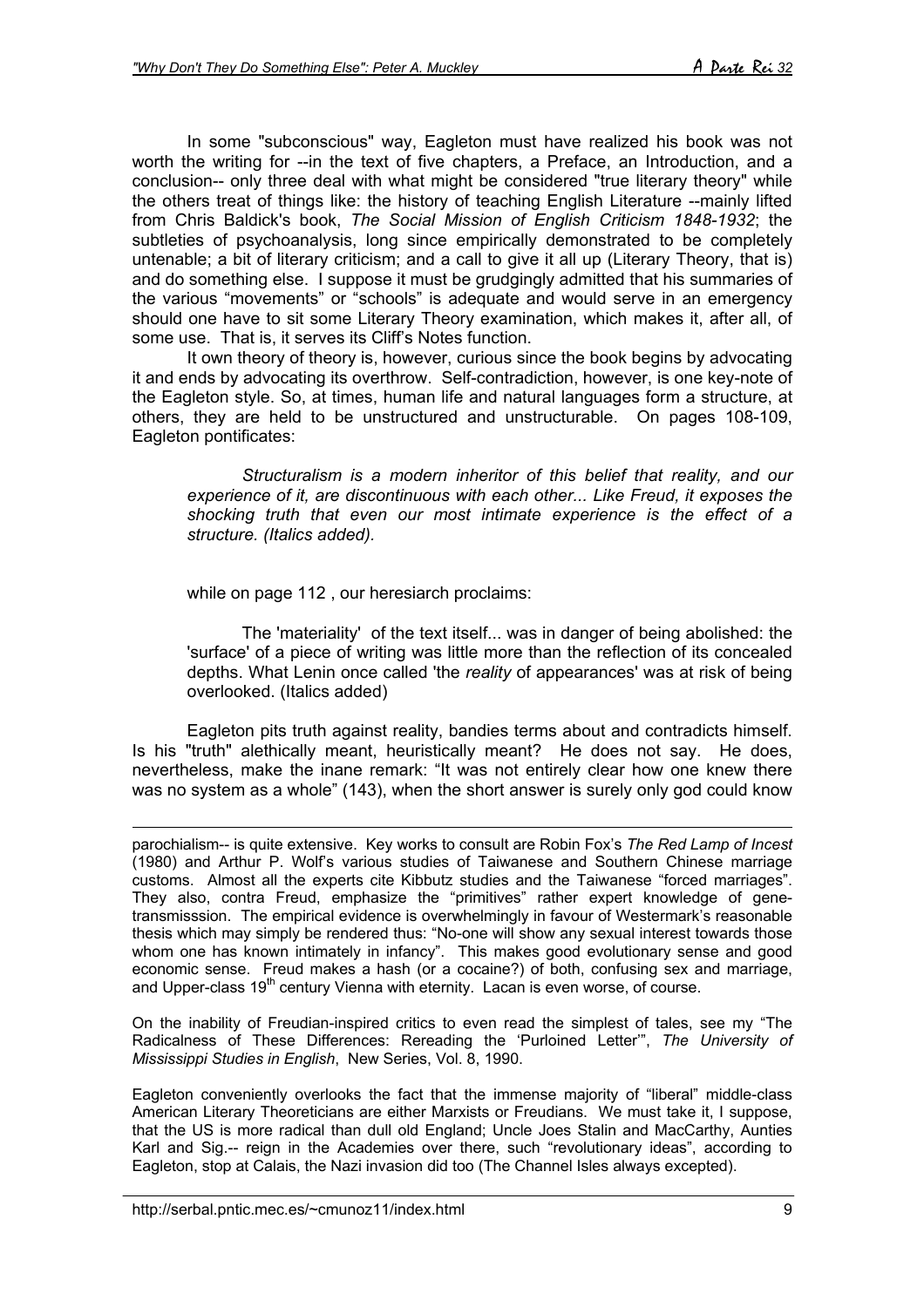In some "subconscious" way, Eagleton must have realized his book was not worth the writing for --in the text of five chapters, a Preface, an Introduction, and a conclusion-- only three deal with what might be considered "true literary theory" while the others treat of things like: the history of teaching English Literature --mainly lifted from Chris Baldick's book, *The Social Mission of English Criticism 1848-1932*; the subtleties of psychoanalysis, long since empirically demonstrated to be completely untenable; a bit of literary criticism; and a call to give it all up (Literary Theory, that is) and do something else. I suppose it must be grudgingly admitted that his summaries of the various "movements" or "schools" is adequate and would serve in an emergency should one have to sit some Literary Theory examination, which makes it, after all, of some use. That is, it serves its Cliff's Notes function.

It own theory of theory is, however, curious since the book begins by advocating it and ends by advocating its overthrow. Self-contradiction, however, is one key-note of the Eagleton style. So, at times, human life and natural languages form a structure, at others, they are held to be unstructured and unstructurable. On pages 108-109, Eagleton pontificates:

> *Structuralism is a modern inheritor of this belief that reality, and our experience of it, are discontinuous with each other... Like Freud, it exposes the shocking truth that even our most intimate experience is the effect of a structure. (Italics added).*

while on page 112 , our heresiarch proclaims:

> The 'materiality' of the text itself... was in danger of being abolished: the 'surface' of a piece of writing was little more than the reflection of its concealed depths. What Lenin once called 'the *reality* of appearances' was at risk of being overlooked. (Italics added)

Eagleton pits truth against reality, bandies terms about and contradicts himself. Is his "truth" alethically meant, heuristically meant? He does not say. He does, nevertheless, make the inane remark: "It was not entirely clear how one knew there was no system as a whole" (143), when the short answer is surely only god could know

---

parochialism-- is quite extensive. Key works to consult are Robin Fox's *The Red Lamp of Incest* (1980) and Arthur P. Wolf's various studies of Taiwanese and Southern Chinese marriage customs. Almost all the experts cite Kibbutz studies and the Taiwanese "forced marriages". They also, contra Freud, emphasize the "primitives" rather expert knowledge of gene-transmisssion. The empirical evidence is overwhelmingly in favour of Westermark's reasonable thesis which may simply be rendered thus: "No-one will show any sexual interest towards those whom one has known intimately in infancy". This makes good evolutionary sense and good economic sense. Freud makes a hash (or a cocaine?) of both, confusing sex and marriage, and Upper-class 19th century Vienna with eternity. Lacan is even worse, of course.

On the inability of Freudian-inspired critics to even read the simplest of tales, see my "The Radicalness of These Differences: Rereading the 'Purloined Letter'", *The University of Mississippi Studies in English*, New Series, Vol. 8, 1990.

Eagleton conveniently overlooks the fact that the immense majority of "liberal" middle-class American Literary Theoreticians are either Marxists or Freudians. We must take it, I suppose, that the US is more radical than dull old England; Uncle Joes Stalin and MacCarthy, Aunties Karl and Sig.-- reign in the Academies over there, such "revolutionary ideas", according to Eagleton, stop at Calais, the Nazi invasion did too (The Channel Isles always excepted).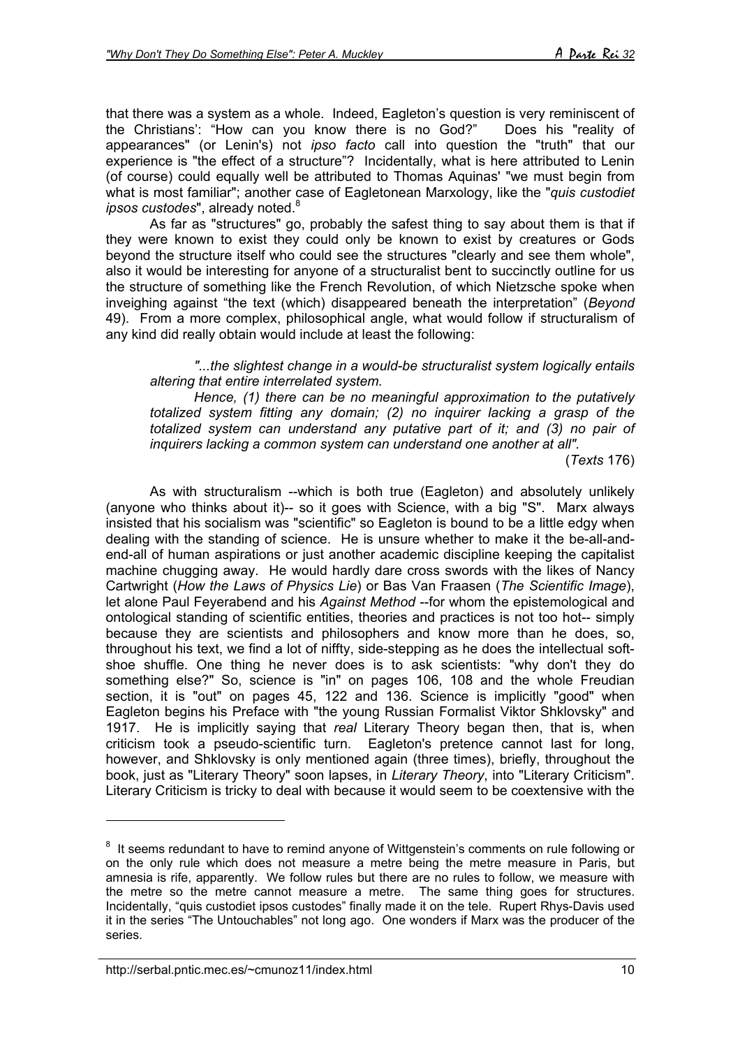that there was a system as a whole. Indeed, Eagleton's question is very reminiscent of the Christians': "How can you know there is no God?" Does his "reality of appearances" (or Lenin's) not *ipso facto* call into question the "truth" that our experience is "the effect of a structure"? Incidentally, what is here attributed to Lenin (of course) could equally well be attributed to Thomas Aquinas' "we must begin from what is most familiar"; another case of Eagletonean Marxology, like the "*quis custodiet ipsos custodes*", already noted.[8]

As far as "structures" go, probably the safest thing to say about them is that if they were known to exist they could only be known to exist by creatures or Gods beyond the structure itself who could see the structures "clearly and see them whole", also it would be interesting for anyone of a structuralist bent to succinctly outline for us the structure of something like the French Revolution, of which Nietzsche spoke when inveighing against "the text (which) disappeared beneath the interpretation" (*Beyond* 49). From a more complex, philosophical angle, what would follow if structuralism of any kind did really obtain would include at least the following:

> *"...the slightest change in a would-be structuralist system logically entails altering that entire interrelated system.*
>
> *Hence, (1) there can be no meaningful approximation to the putatively totalized system fitting any domain; (2) no inquirer lacking a grasp of the totalized system can understand any putative part of it; and (3) no pair of inquirers lacking a common system can understand one another at all".*
>
> (*Texts* 176)

As with structuralism --which is both true (Eagleton) and absolutely unlikely (anyone who thinks about it)-- so it goes with Science, with a big "S". Marx always insisted that his socialism was "scientific" so Eagleton is bound to be a little edgy when dealing with the standing of science. He is unsure whether to make it the be-all-and-end-all of human aspirations or just another academic discipline keeping the capitalist machine chugging away. He would hardly dare cross swords with the likes of Nancy Cartwright (*How the Laws of Physics Lie*) or Bas Van Fraasen (*The Scientific Image*), let alone Paul Feyerabend and his *Against Method* --for whom the epistemological and ontological standing of scientific entities, theories and practices is not too hot-- simply because they are scientists and philosophers and know more than he does, so, throughout his text, we find a lot of niffty, side-stepping as he does the intellectual soft-shoe shuffle. One thing he never does is to ask scientists: "why don't they do something else?" So, science is "in" on pages 106, 108 and the whole Freudian section, it is "out" on pages 45, 122 and 136. Science is implicitly "good" when Eagleton begins his Preface with "the young Russian Formalist Viktor Shklovsky" and 1917. He is implicitly saying that *real* Literary Theory began then, that is, when criticism took a pseudo-scientific turn. Eagleton's pretence cannot last for long, however, and Shklovsky is only mentioned again (three times), briefly, throughout the book, just as "Literary Theory" soon lapses, in *Literary Theory*, into "Literary Criticism". Literary Criticism is tricky to deal with because it would seem to be coextensive with the

---

[8] It seems redundant to have to remind anyone of Wittgenstein's comments on rule following or on the only rule which does not measure a metre being the metre measure in Paris, but amnesia is rife, apparently. We follow rules but there are no rules to follow, we measure with the metre so the metre cannot measure a metre. The same thing goes for structures. Incidentally, "quis custodiet ipsos custodes" finally made it on the tele. Rupert Rhys-Davis used it in the series "The Untouchables" not long ago. One wonders if Marx was the producer of the series.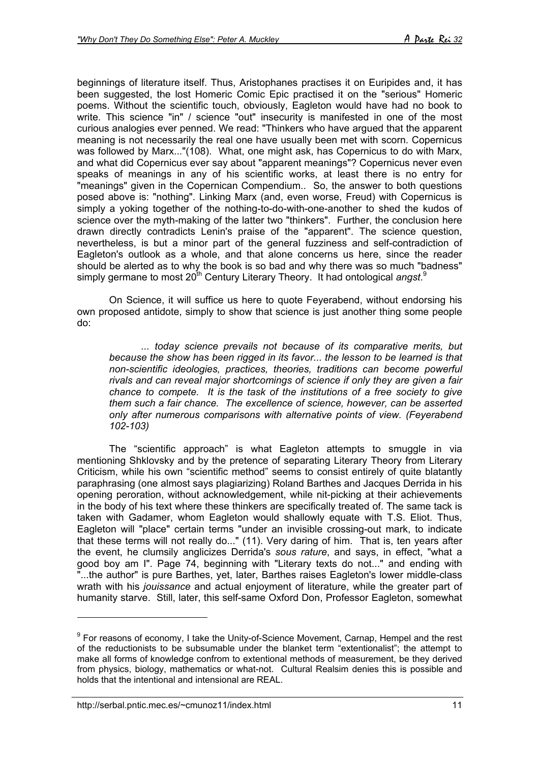beginnings of literature itself. Thus, Aristophanes practises it on Euripides and, it has been suggested, the lost Homeric Comic Epic practised it on the "serious" Homeric poems. Without the scientific touch, obviously, Eagleton would have had no book to write. This science "in" / science "out" insecurity is manifested in one of the most curious analogies ever penned. We read: "Thinkers who have argued that the apparent meaning is not necessarily the real one have usually been met with scorn. Copernicus was followed by Marx..."(108). What, one might ask, has Copernicus to do with Marx, and what did Copernicus ever say about "apparent meanings"? Copernicus never even speaks of meanings in any of his scientific works, at least there is no entry for "meanings" given in the Copernican Compendium.. So, the answer to both questions posed above is: "nothing". Linking Marx (and, even worse, Freud) with Copernicus is simply a yoking together of the nothing-to-do-with-one-another to shed the kudos of science over the myth-making of the latter two "thinkers". Further, the conclusion here drawn directly contradicts Lenin's praise of the "apparent". The science question, nevertheless, is but a minor part of the general fuzziness and self-contradiction of Eagleton's outlook as a whole, and that alone concerns us here, since the reader should be alerted as to why the book is so bad and why there was so much "badness" simply germane to most 20th Century Literary Theory. It had ontological *angst*.[9]

On Science, it will suffice us here to quote Feyerabend, without endorsing his own proposed antidote, simply to show that science is just another thing some people do:

> *... today science prevails not because of its comparative merits, but because the show has been rigged in its favor... the lesson to be learned is that non-scientific ideologies, practices, theories, traditions can become powerful rivals and can reveal major shortcomings of science if only they are given a fair chance to compete. It is the task of the institutions of a free society to give them such a fair chance. The excellence of science, however, can be asserted only after numerous comparisons with alternative points of view. (Feyerabend 102-103)*

The "scientific approach" is what Eagleton attempts to smuggle in via mentioning Shklovsky and by the pretence of separating Literary Theory from Literary Criticism, while his own "scientific method" seems to consist entirely of quite blatantly paraphrasing (one almost says plagiarizing) Roland Barthes and Jacques Derrida in his opening peroration, without acknowledgement, while nit-picking at their achievements in the body of his text where these thinkers are specifically treated of. The same tack is taken with Gadamer, whom Eagleton would shallowly equate with T.S. Eliot. Thus, Eagleton will "place" certain terms "under an invisible crossing-out mark, to indicate that these terms will not really do..." (11). Very daring of him. That is, ten years after the event, he clumsily anglicizes Derrida's *sous rature*, and says, in effect, "what a good boy am I". Page 74, beginning with "Literary texts do not..." and ending with "...the author" is pure Barthes, yet, later, Barthes raises Eagleton's lower middle-class wrath with his *jouissance* and actual enjoyment of literature, while the greater part of humanity starve. Still, later, this self-same Oxford Don, Professor Eagleton, somewhat

---

[9] For reasons of economy, I take the Unity-of-Science Movement, Carnap, Hempel and the rest of the reductionists to be subsumable under the blanket term "extentionalist"; the attempt to make all forms of knowledge confron to extentional methods of measurement, be they derived from physics, biology, mathematics or what-not. Cultural Realsim denies this is possible and holds that the intentional and intensional are REAL.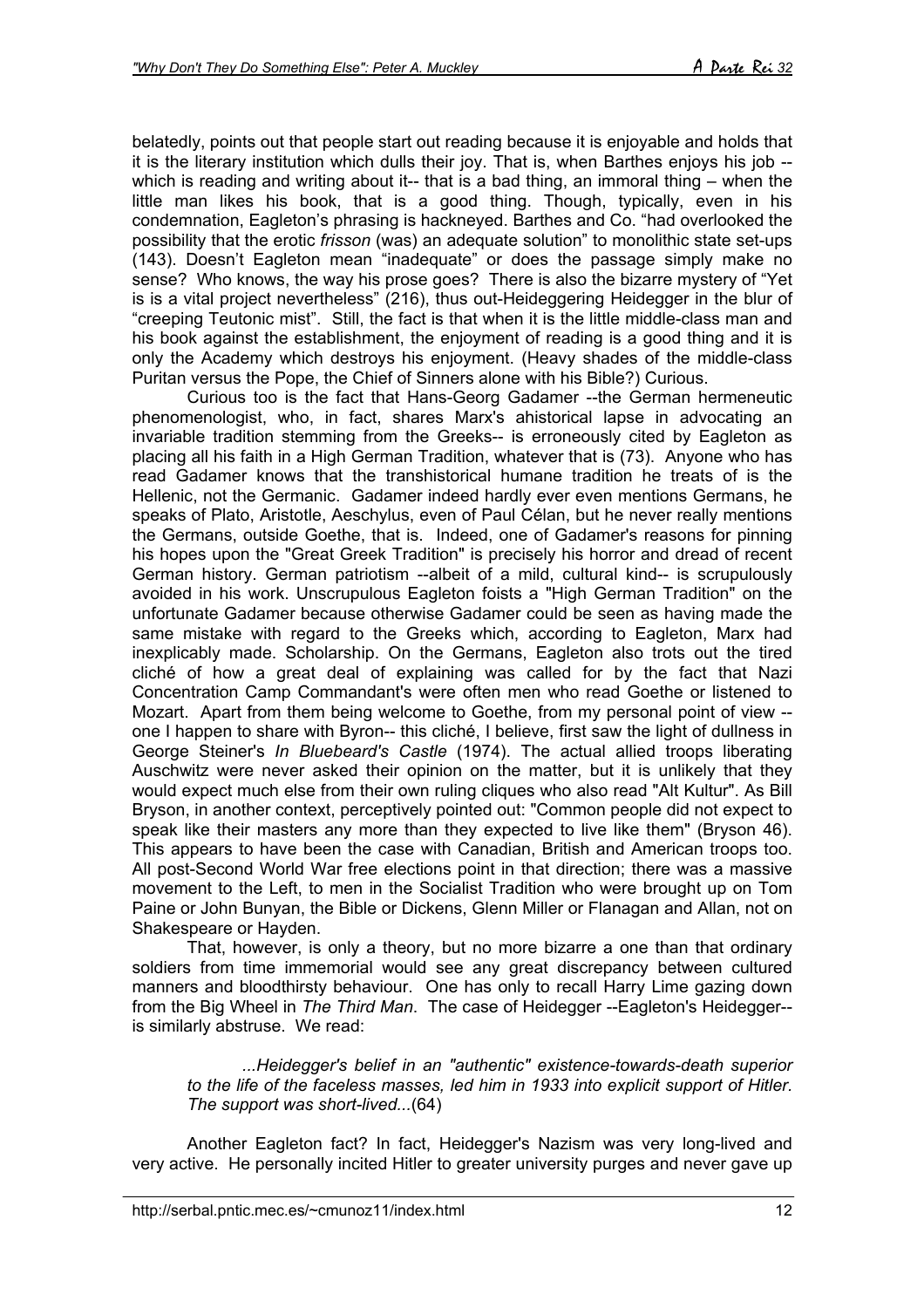belatedly, points out that people start out reading because it is enjoyable and holds that it is the literary institution which dulls their joy. That is, when Barthes enjoys his job -- which is reading and writing about it-- that is a bad thing, an immoral thing – when the little man likes his book, that is a good thing. Though, typically, even in his condemnation, Eagleton's phrasing is hackneyed. Barthes and Co. "had overlooked the possibility that the erotic *frisson* (was) an adequate solution" to monolithic state set-ups (143). Doesn't Eagleton mean "inadequate" or does the passage simply make no sense? Who knows, the way his prose goes? There is also the bizarre mystery of "Yet is is a vital project nevertheless" (216), thus out-Heideggering Heidegger in the blur of "creeping Teutonic mist". Still, the fact is that when it is the little middle-class man and his book against the establishment, the enjoyment of reading is a good thing and it is only the Academy which destroys his enjoyment. (Heavy shades of the middle-class Puritan versus the Pope, the Chief of Sinners alone with his Bible?) Curious.

Curious too is the fact that Hans-Georg Gadamer --the German hermeneutic phenomenologist, who, in fact, shares Marx's ahistorical lapse in advocating an invariable tradition stemming from the Greeks-- is erroneously cited by Eagleton as placing all his faith in a High German Tradition, whatever that is (73). Anyone who has read Gadamer knows that the transhistorical humane tradition he treats of is the Hellenic, not the Germanic. Gadamer indeed hardly ever even mentions Germans, he speaks of Plato, Aristotle, Aeschylus, even of Paul Célan, but he never really mentions the Germans, outside Goethe, that is. Indeed, one of Gadamer's reasons for pinning his hopes upon the "Great Greek Tradition" is precisely his horror and dread of recent German history. German patriotism --albeit of a mild, cultural kind-- is scrupulously avoided in his work. Unscrupulous Eagleton foists a "High German Tradition" on the unfortunate Gadamer because otherwise Gadamer could be seen as having made the same mistake with regard to the Greeks which, according to Eagleton, Marx had inexplicably made. Scholarship. On the Germans, Eagleton also trots out the tired cliché of how a great deal of explaining was called for by the fact that Nazi Concentration Camp Commandant's were often men who read Goethe or listened to Mozart. Apart from them being welcome to Goethe, from my personal point of view -- one I happen to share with Byron-- this cliché, I believe, first saw the light of dullness in George Steiner's *In Bluebeard's Castle* (1974). The actual allied troops liberating Auschwitz were never asked their opinion on the matter, but it is unlikely that they would expect much else from their own ruling cliques who also read "Alt Kultur". As Bill Bryson, in another context, perceptively pointed out: "Common people did not expect to speak like their masters any more than they expected to live like them" (Bryson 46). This appears to have been the case with Canadian, British and American troops too. All post-Second World War free elections point in that direction; there was a massive movement to the Left, to men in the Socialist Tradition who were brought up on Tom Paine or John Bunyan, the Bible or Dickens, Glenn Miller or Flanagan and Allan, not on Shakespeare or Hayden.

That, however, is only a theory, but no more bizarre a one than that ordinary soldiers from time immemorial would see any great discrepancy between cultured manners and bloodthirsty behaviour. One has only to recall Harry Lime gazing down from the Big Wheel in *The Third Man*. The case of Heidegger --Eagleton's Heidegger-- is similarly abstruse. We read:

> *...Heidegger's belief in an "authentic" existence-towards-death superior to the life of the faceless masses, led him in 1933 into explicit support of Hitler. The support was short-lived...*(64)

Another Eagleton fact? In fact, Heidegger's Nazism was very long-lived and very active. He personally incited Hitler to greater university purges and never gave up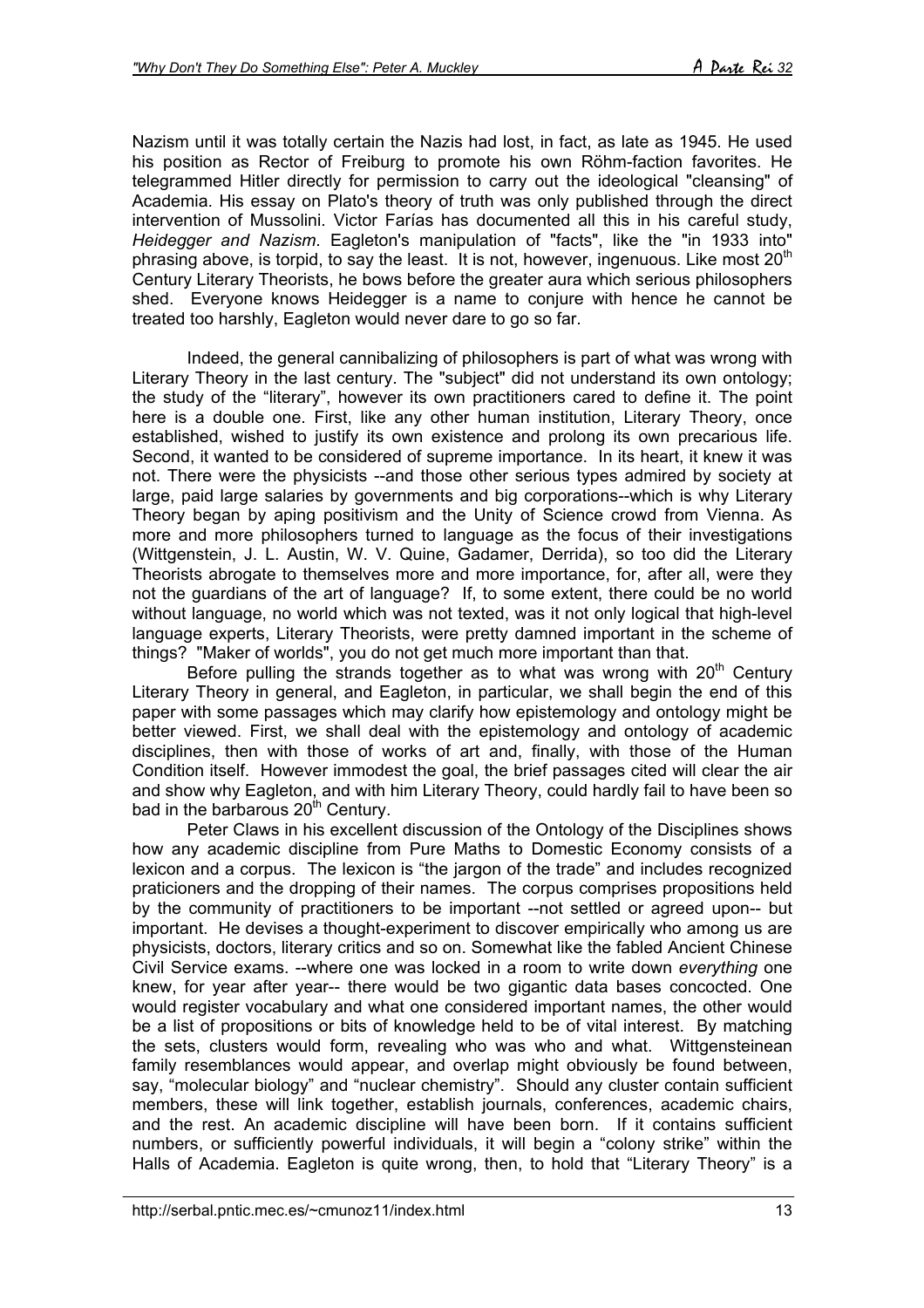Nazism until it was totally certain the Nazis had lost, in fact, as late as 1945. He used his position as Rector of Freiburg to promote his own Röhm-faction favorites. He telegrammed Hitler directly for permission to carry out the ideological "cleansing" of Academia. His essay on Plato's theory of truth was only published through the direct intervention of Mussolini. Victor Farías has documented all this in his careful study, *Heidegger and Nazism*. Eagleton's manipulation of "facts", like the "in 1933 into" phrasing above, is torpid, to say the least. It is not, however, ingenuous. Like most 20th Century Literary Theorists, he bows before the greater aura which serious philosophers shed. Everyone knows Heidegger is a name to conjure with hence he cannot be treated too harshly, Eagleton would never dare to go so far.

Indeed, the general cannibalizing of philosophers is part of what was wrong with Literary Theory in the last century. The "subject" did not understand its own ontology; the study of the "literary", however its own practitioners cared to define it. The point here is a double one. First, like any other human institution, Literary Theory, once established, wished to justify its own existence and prolong its own precarious life. Second, it wanted to be considered of supreme importance. In its heart, it knew it was not. There were the physicists --and those other serious types admired by society at large, paid large salaries by governments and big corporations--which is why Literary Theory began by aping positivism and the Unity of Science crowd from Vienna. As more and more philosophers turned to language as the focus of their investigations (Wittgenstein, J. L. Austin, W. V. Quine, Gadamer, Derrida), so too did the Literary Theorists abrogate to themselves more and more importance, for, after all, were they not the guardians of the art of language? If, to some extent, there could be no world without language, no world which was not texted, was it not only logical that high-level language experts, Literary Theorists, were pretty damned important in the scheme of things? "Maker of worlds", you do not get much more important than that.

Before pulling the strands together as to what was wrong with 20th Century Literary Theory in general, and Eagleton, in particular, we shall begin the end of this paper with some passages which may clarify how epistemology and ontology might be better viewed. First, we shall deal with the epistemology and ontology of academic disciplines, then with those of works of art and, finally, with those of the Human Condition itself. However immodest the goal, the brief passages cited will clear the air and show why Eagleton, and with him Literary Theory, could hardly fail to have been so bad in the barbarous 20th Century.

Peter Claws in his excellent discussion of the Ontology of the Disciplines shows how any academic discipline from Pure Maths to Domestic Economy consists of a lexicon and a corpus. The lexicon is "the jargon of the trade" and includes recognized praticioners and the dropping of their names. The corpus comprises propositions held by the community of practitioners to be important --not settled or agreed upon-- but important. He devises a thought-experiment to discover empirically who among us are physicists, doctors, literary critics and so on. Somewhat like the fabled Ancient Chinese Civil Service exams. --where one was locked in a room to write down *everything* one knew, for year after year-- there would be two gigantic data bases concocted. One would register vocabulary and what one considered important names, the other would be a list of propositions or bits of knowledge held to be of vital interest. By matching the sets, clusters would form, revealing who was who and what. Wittgensteinean family resemblances would appear, and overlap might obviously be found between, say, "molecular biology" and "nuclear chemistry". Should any cluster contain sufficient members, these will link together, establish journals, conferences, academic chairs, and the rest. An academic discipline will have been born. If it contains sufficient numbers, or sufficiently powerful individuals, it will begin a "colony strike" within the Halls of Academia. Eagleton is quite wrong, then, to hold that "Literary Theory" is a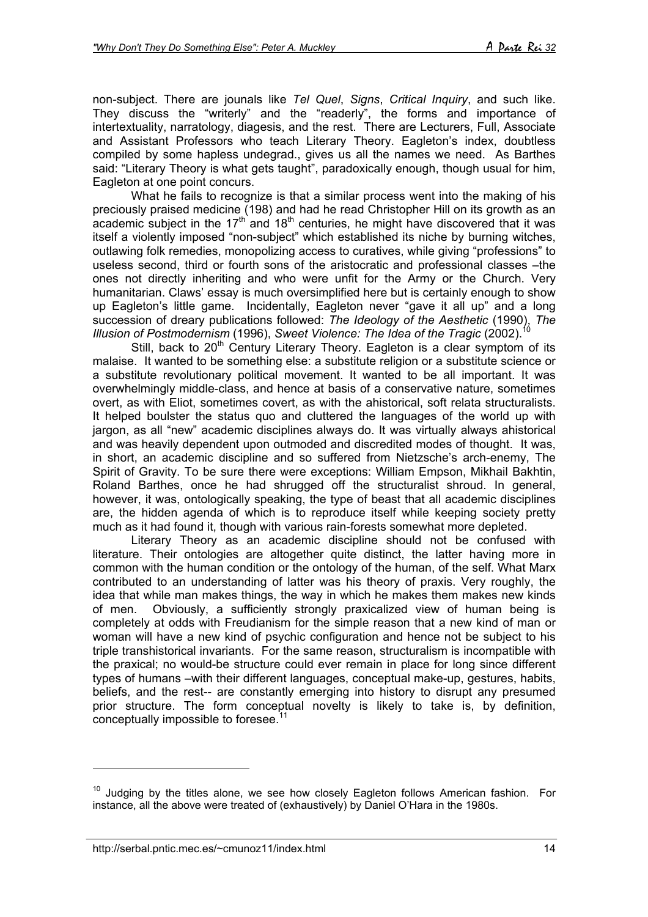non-subject. There are jounals like *Tel Quel*, *Signs*, *Critical Inquiry*, and such like. They discuss the "writerly" and the "readerly", the forms and importance of intertextuality, narratology, diagesis, and the rest. There are Lecturers, Full, Associate and Assistant Professors who teach Literary Theory. Eagleton's index, doubtless compiled by some hapless undegrad., gives us all the names we need. As Barthes said: "Literary Theory is what gets taught", paradoxically enough, though usual for him, Eagleton at one point concurs.

What he fails to recognize is that a similar process went into the making of his preciously praised medicine (198) and had he read Christopher Hill on its growth as an academic subject in the 17th and 18th centuries, he might have discovered that it was itself a violently imposed "non-subject" which established its niche by burning witches, outlawing folk remedies, monopolizing access to curatives, while giving "professions" to useless second, third or fourth sons of the aristocratic and professional classes –the ones not directly inheriting and who were unfit for the Army or the Church. Very humanitarian. Claws' essay is much oversimplified here but is certainly enough to show up Eagleton's little game. Incidentally, Eagleton never "gave it all up" and a long succession of dreary publications followed: *The Ideology of the Aesthetic* (1990), *The Illusion of Postmodernism* (1996), *Sweet Violence: The Idea of the Tragic* (2002).[10]

Still, back to 20th Century Literary Theory. Eagleton is a clear symptom of its malaise. It wanted to be something else: a substitute religion or a substitute science or a substitute revolutionary political movement. It wanted to be all important. It was overwhelmingly middle-class, and hence at basis of a conservative nature, sometimes overt, as with Eliot, sometimes covert, as with the ahistorical, soft relata structuralists. It helped boulster the status quo and cluttered the languages of the world up with jargon, as all "new" academic disciplines always do. It was virtually always ahistorical and was heavily dependent upon outmoded and discredited modes of thought. It was, in short, an academic discipline and so suffered from Nietzsche's arch-enemy, The Spirit of Gravity. To be sure there were exceptions: William Empson, Mikhail Bakhtin, Roland Barthes, once he had shrugged off the structuralist shroud. In general, however, it was, ontologically speaking, the type of beast that all academic disciplines are, the hidden agenda of which is to reproduce itself while keeping society pretty much as it had found it, though with various rain-forests somewhat more depleted.

Literary Theory as an academic discipline should not be confused with literature. Their ontologies are altogether quite distinct, the latter having more in common with the human condition or the ontology of the human, of the self. What Marx contributed to an understanding of latter was his theory of praxis. Very roughly, the idea that while man makes things, the way in which he makes them makes new kinds of men. Obviously, a sufficiently strongly praxicalized view of human being is completely at odds with Freudianism for the simple reason that a new kind of man or woman will have a new kind of psychic configuration and hence not be subject to his triple transhistorical invariants. For the same reason, structuralism is incompatible with the praxical; no would-be structure could ever remain in place for long since different types of humans –with their different languages, conceptual make-up, gestures, habits, beliefs, and the rest-- are constantly emerging into history to disrupt any presumed prior structure. The form conceptual novelty is likely to take is, by definition, conceptually impossible to foresee.[11]

---

[10] Judging by the titles alone, we see how closely Eagleton follows American fashion. For instance, all the above were treated of (exhaustively) by Daniel O'Hara in the 1980s.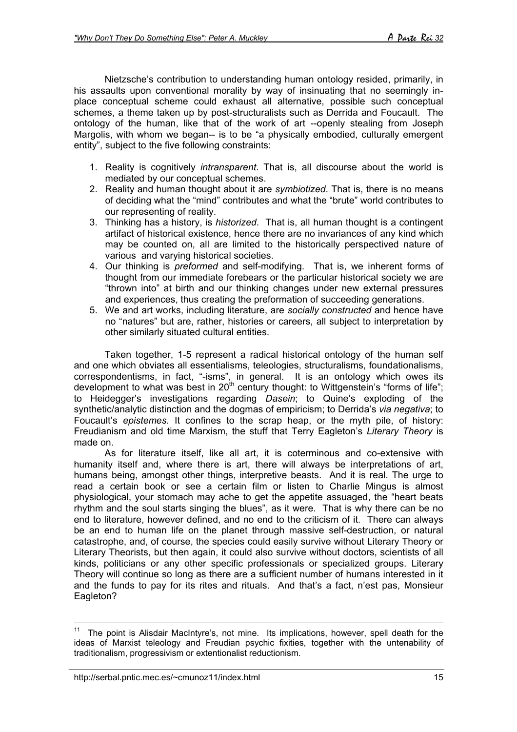Nietzsche's contribution to understanding human ontology resided, primarily, in his assaults upon conventional morality by way of insinuating that no seemingly in-place conceptual scheme could exhaust all alternative, possible such conceptual schemes, a theme taken up by post-structuralists such as Derrida and Foucault. The ontology of the human, like that of the work of art --openly stealing from Joseph Margolis, with whom we began-- is to be "a physically embodied, culturally emergent entity", subject to the five following constraints:

1. Reality is cognitively *intransparent*. That is, all discourse about the world is mediated by our conceptual schemes.
2. Reality and human thought about it are *symbiotized*. That is, there is no means of deciding what the "mind" contributes and what the "brute" world contributes to our representing of reality.
3. Thinking has a history, is *historized*. That is, all human thought is a contingent artifact of historical existence, hence there are no invariances of any kind which may be counted on, all are limited to the historically perspectived nature of various and varying historical societies.
4. Our thinking is *preformed* and self-modifying. That is, we inherent forms of thought from our immediate forebears or the particular historical society we are "thrown into" at birth and our thinking changes under new external pressures and experiences, thus creating the preformation of succeeding generations.
5. We and art works, including literature, are *socially constructed* and hence have no "natures" but are, rather, histories or careers, all subject to interpretation by other similarly situated cultural entities.

Taken together, 1-5 represent a radical historical ontology of the human self and one which obviates all essentialisms, teleologies, structuralisms, foundationalisms, correspondentisms, in fact, "-isms", in general. It is an ontology which owes its development to what was best in 20th century thought: to Wittgenstein's "forms of life"; to Heidegger's investigations regarding *Dasein*; to Quine's exploding of the synthetic/analytic distinction and the dogmas of empiricism; to Derrida's *via negativa*; to Foucault's *epistemes*. It confines to the scrap heap, or the myth pile, of history: Freudianism and old time Marxism, the stuff that Terry Eagleton's *Literary Theory* is made on.

As for literature itself, like all art, it is coterminous and co-extensive with humanity itself and, where there is art, there will always be interpretations of art, humans being, amongst other things, interpretive beasts. And it is real. The urge to read a certain book or see a certain film or listen to Charlie Mingus is almost physiological, your stomach may ache to get the appetite assuaged, the "heart beats rhythm and the soul starts singing the blues", as it were. That is why there can be no end to literature, however defined, and no end to the criticism of it. There can always be an end to human life on the planet through massive self-destruction, or natural catastrophe, and, of course, the species could easily survive without Literary Theory or Literary Theorists, but then again, it could also survive without doctors, scientists of all kinds, politicians or any other specific professionals or specialized groups. Literary Theory will continue so long as there are a sufficient number of humans interested in it and the funds to pay for its rites and rituals. And that's a fact, n'est pas, Monsieur Eagleton?

---

[11] The point is Alisdair MacIntyre's, not mine. Its implications, however, spell death for the ideas of Marxist teleology and Freudian psychic fixities, together with the untenability of traditionalism, progressivism or extentionalist reductionism.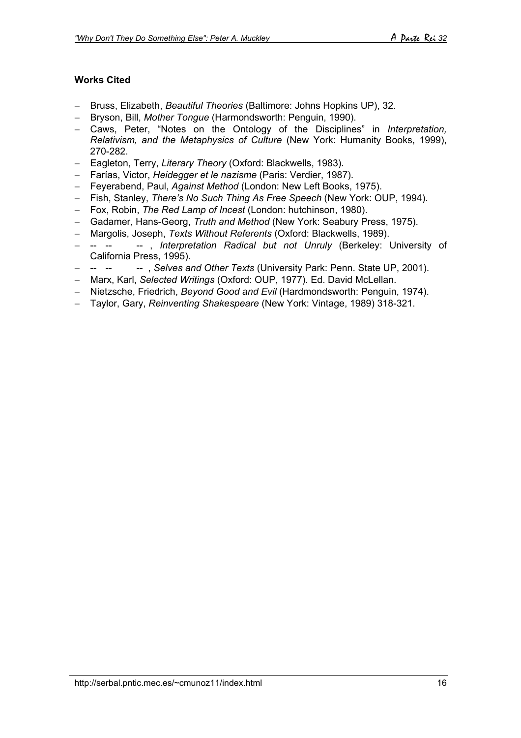**Works Cited**

- Bruss, Elizabeth, *Beautiful Theories* (Baltimore: Johns Hopkins UP), 32.
- Bryson, Bill, *Mother Tongue* (Harmondsworth: Penguin, 1990).
- Caws, Peter, "Notes on the Ontology of the Disciplines" in *Interpretation, Relativism, and the Metaphysics of Culture* (New York: Humanity Books, 1999), 270-282.
- Eagleton, Terry, *Literary Theory* (Oxford: Blackwells, 1983).
- Farías, Victor, *Heidegger et le nazisme* (Paris: Verdier, 1987).
- Feyerabend, Paul, *Against Method* (London: New Left Books, 1975).
- Fish, Stanley, *There's No Such Thing As Free Speech* (New York: OUP, 1994).
- Fox, Robin, *The Red Lamp of Incest* (London: hutchinson, 1980).
- Gadamer, Hans-Georg, *Truth and Method* (New York: Seabury Press, 1975).
- Margolis, Joseph, *Texts Without Referents* (Oxford: Blackwells, 1989).
- -- -- -- , *Interpretation Radical but not Unruly* (Berkeley: University of California Press, 1995).
- -- -- -- , *Selves and Other Texts* (University Park: Penn. State UP, 2001).
- Marx, Karl, *Selected Writings* (Oxford: OUP, 1977). Ed. David McLellan.
- Nietzsche, Friedrich, *Beyond Good and Evil* (Hardmondsworth: Penguin, 1974).
- Taylor, Gary, *Reinventing Shakespeare* (New York: Vintage, 1989) 318-321.